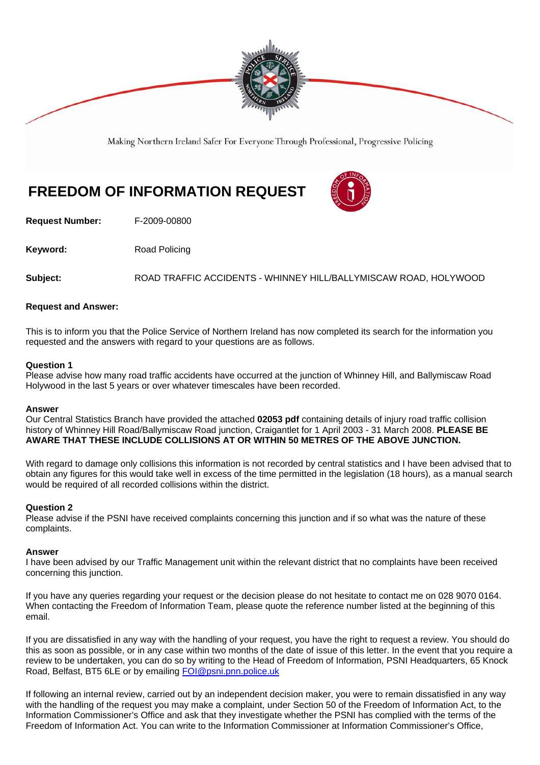Making Northern Ireland Safer For Everyone Through Professional, Progressive Policing

# FREEDOM OF INFORMATION REQUEST

**Request Number:** F-2009-00800

**Keyword:** Road Policing

**Subject:** ROAD TRAFFIC ACCIDENTS - WHINNEY HILL/BALLYMISCAW ROAD, HOLYWOOD

**Request and Answer:**

This is to inform you that the Police Service of Northern Ireland has now completed its search for the information you requested and the answers with regard to your questions are as follows.

**Question 1**
Please advise how many road traffic accidents have occurred at the junction of Whinney Hill, and Ballymiscaw Road Holywood in the last 5 years or over whatever timescales have been recorded.

**Answer**
Our Central Statistics Branch have provided the attached **02053 pdf** containing details of injury road traffic collision history of Whinney Hill Road/Ballymiscaw Road junction, Craigantlet for 1 April 2003 - 31 March 2008. **PLEASE BE AWARE THAT THESE INCLUDE COLLISIONS AT OR WITHIN 50 METRES OF THE ABOVE JUNCTION.**

With regard to damage only collisions this information is not recorded by central statistics and I have been advised that to obtain any figures for this would take well in excess of the time permitted in the legislation (18 hours), as a manual search would be required of all recorded collisions within the district.

**Question 2**
Please advise if the PSNI have received complaints concerning this junction and if so what was the nature of these complaints.

**Answer**
I have been advised by our Traffic Management unit within the relevant district that no complaints have been received concerning this junction.

If you have any queries regarding your request or the decision please do not hesitate to contact me on 028 9070 0164. When contacting the Freedom of Information Team, please quote the reference number listed at the beginning of this email.

If you are dissatisfied in any way with the handling of your request, you have the right to request a review. You should do this as soon as possible, or in any case within two months of the date of issue of this letter. In the event that you require a review to be undertaken, you can do so by writing to the Head of Freedom of Information, PSNI Headquarters, 65 Knock Road, Belfast, BT5 6LE or by emailing FOI@psni.pnn.police.uk

If following an internal review, carried out by an independent decision maker, you were to remain dissatisfied in any way with the handling of the request you may make a complaint, under Section 50 of the Freedom of Information Act, to the Information Commissioner's Office and ask that they investigate whether the PSNI has complied with the terms of the Freedom of Information Act. You can write to the Information Commissioner at Information Commissioner's Office,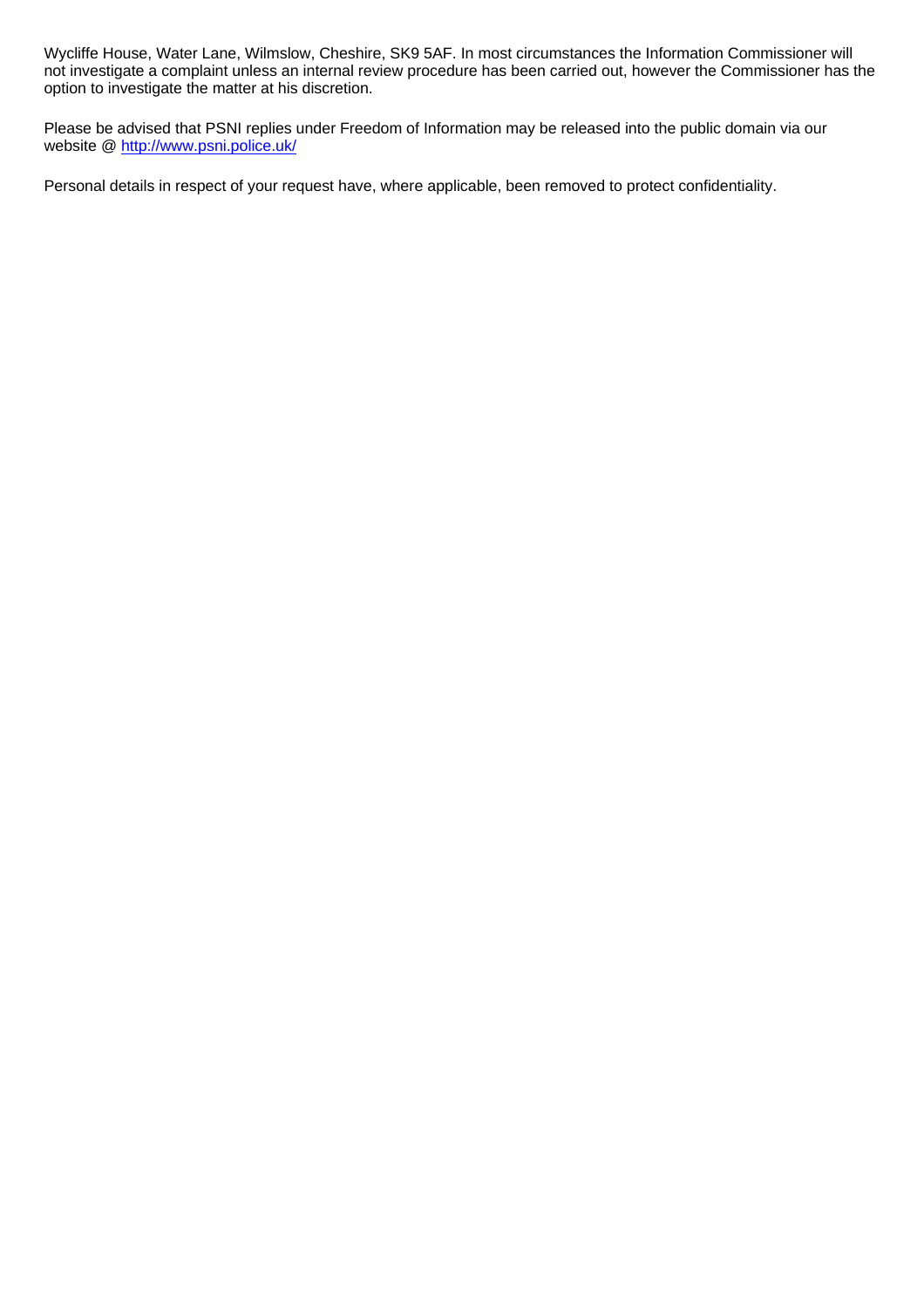Wycliffe House, Water Lane, Wilmslow, Cheshire, SK9 5AF. In most circumstances the Information Commissioner will not investigate a complaint unless an internal review procedure has been carried out, however the Commissioner has the option to investigate the matter at his discretion.

Please be advised that PSNI replies under Freedom of Information may be released into the public domain via our website @ [http://www.psni.police.uk/](http://www.psni.police.uk/)

Personal details in respect of your request have, where applicable, been removed to protect confidentiality.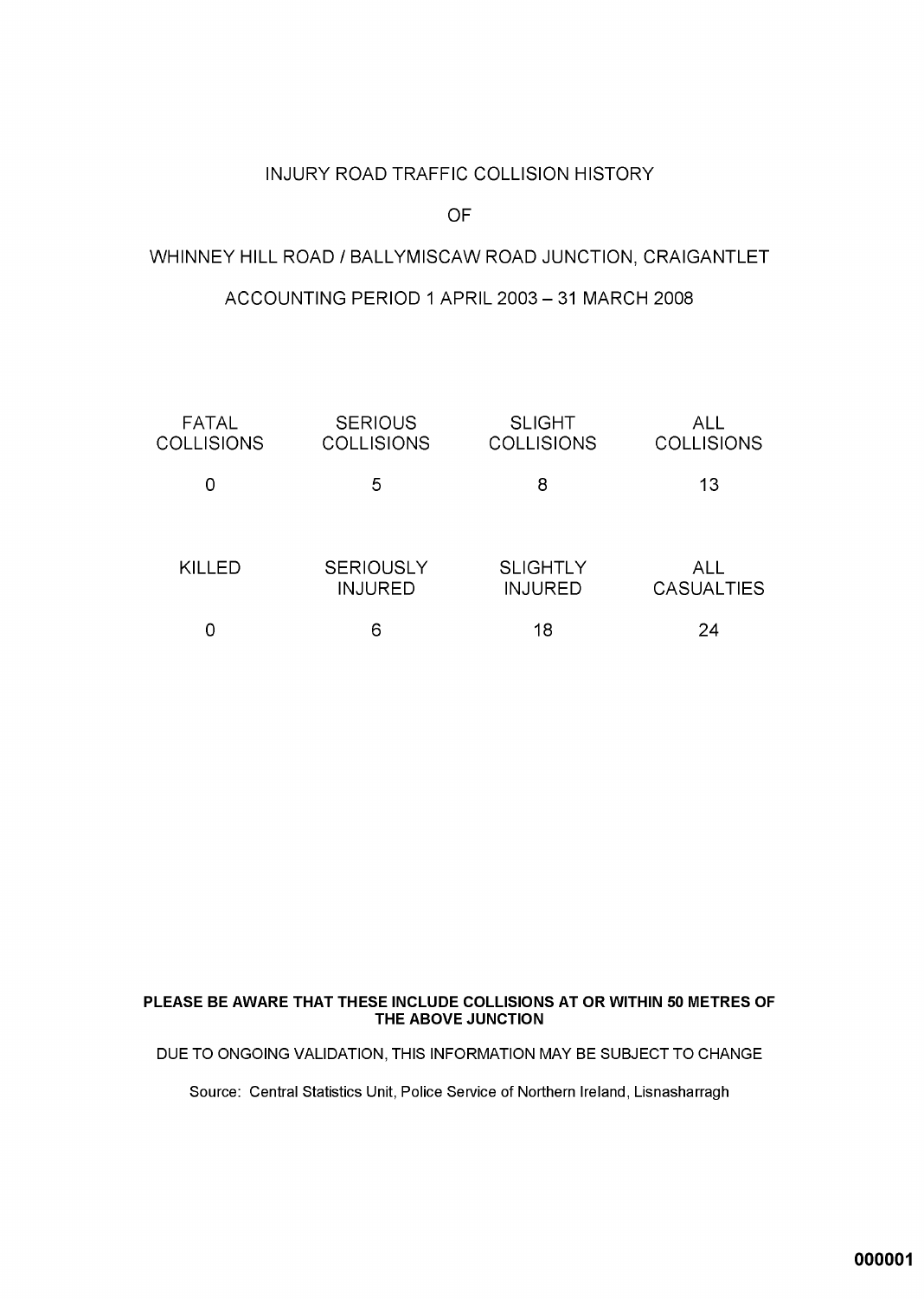# INJURY ROAD TRAFFIC COLLISION HISTORY

OF

WHINNEY HILL ROAD / BALLYMISCAW ROAD JUNCTION, CRAIGANTLET

ACCOUNTING PERIOD 1 APRIL 2003 – 31 MARCH 2008

| FATAL COLLISIONS | SERIOUS COLLISIONS | SLIGHT COLLISIONS | ALL COLLISIONS |
|---|---|---|---|
| 0 | 5 | 8 | 13 |

| KILLED | SERIOUSLY INJURED | SLIGHTLY INJURED | ALL CASUALTIES |
|---|---|---|---|
| 0 | 6 | 18 | 24 |

**PLEASE BE AWARE THAT THESE INCLUDE COLLISIONS AT OR WITHIN 50 METRES OF THE ABOVE JUNCTION**

DUE TO ONGOING VALIDATION, THIS INFORMATION MAY BE SUBJECT TO CHANGE

Source: Central Statistics Unit, Police Service of Northern Ireland, Lisnasharragh

**000001**